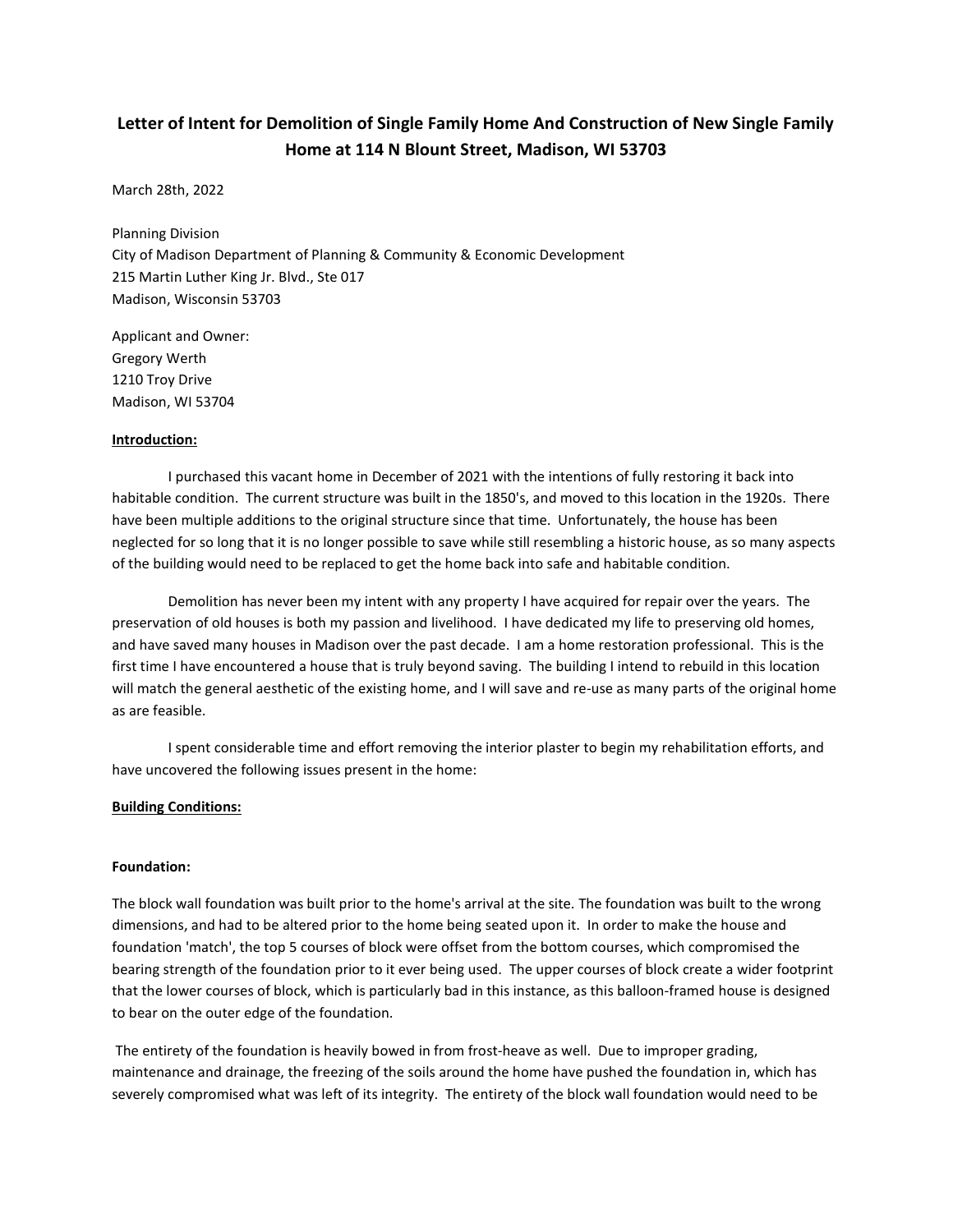# Letter of Intent for Demolition of Single Family Home And Construction of New Single Family Home at 114 N Blount Street, Madison, WI 53703

March 28th, 2022

Planning Division
City of Madison Department of Planning & Community & Economic Development
215 Martin Luther King Jr. Blvd., Ste 017
Madison, Wisconsin 53703

Applicant and Owner:
Gregory Werth
1210 Troy Drive
Madison, WI 53704

**Introduction:**

I purchased this vacant home in December of 2021 with the intentions of fully restoring it back into habitable condition. The current structure was built in the 1850's, and moved to this location in the 1920s. There have been multiple additions to the original structure since that time. Unfortunately, the house has been neglected for so long that it is no longer possible to save while still resembling a historic house, as so many aspects of the building would need to be replaced to get the home back into safe and habitable condition.

Demolition has never been my intent with any property I have acquired for repair over the years. The preservation of old houses is both my passion and livelihood. I have dedicated my life to preserving old homes, and have saved many houses in Madison over the past decade. I am a home restoration professional. This is the first time I have encountered a house that is truly beyond saving. The building I intend to rebuild in this location will match the general aesthetic of the existing home, and I will save and re-use as many parts of the original home as are feasible.

I spent considerable time and effort removing the interior plaster to begin my rehabilitation efforts, and have uncovered the following issues present in the home:

**Building Conditions:**

**Foundation:**

The block wall foundation was built prior to the home's arrival at the site. The foundation was built to the wrong dimensions, and had to be altered prior to the home being seated upon it. In order to make the house and foundation 'match', the top 5 courses of block were offset from the bottom courses, which compromised the bearing strength of the foundation prior to it ever being used. The upper courses of block create a wider footprint that the lower courses of block, which is particularly bad in this instance, as this balloon-framed house is designed to bear on the outer edge of the foundation.

The entirety of the foundation is heavily bowed in from frost-heave as well. Due to improper grading, maintenance and drainage, the freezing of the soils around the home have pushed the foundation in, which has severely compromised what was left of its integrity. The entirety of the block wall foundation would need to be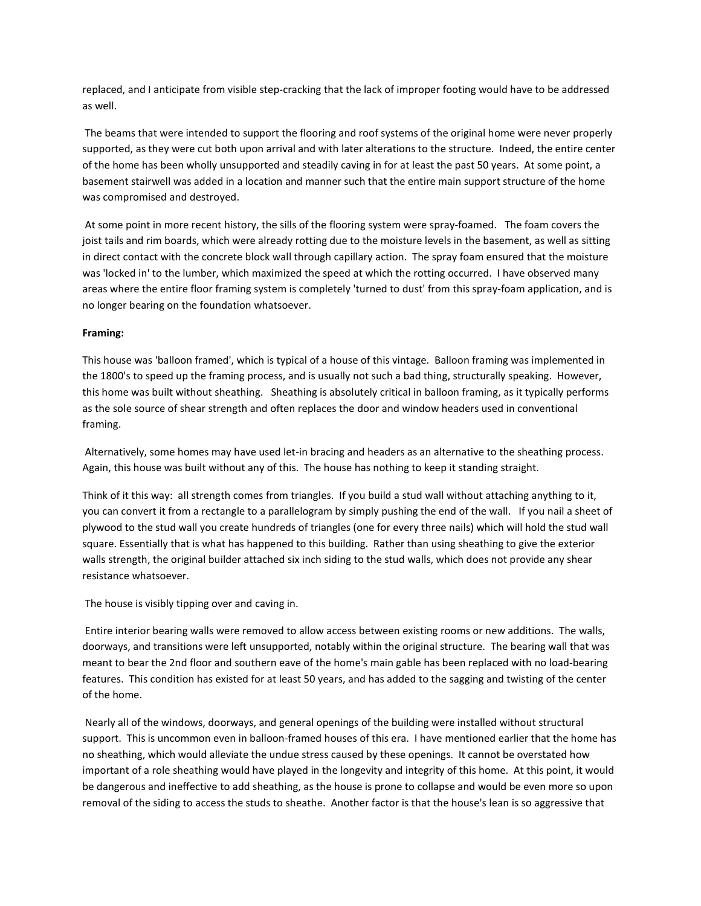replaced, and I anticipate from visible step-cracking that the lack of improper footing would have to be addressed as well.

The beams that were intended to support the flooring and roof systems of the original home were never properly supported, as they were cut both upon arrival and with later alterations to the structure. Indeed, the entire center of the home has been wholly unsupported and steadily caving in for at least the past 50 years. At some point, a basement stairwell was added in a location and manner such that the entire main support structure of the home was compromised and destroyed.

At some point in more recent history, the sills of the flooring system were spray-foamed. The foam covers the joist tails and rim boards, which were already rotting due to the moisture levels in the basement, as well as sitting in direct contact with the concrete block wall through capillary action. The spray foam ensured that the moisture was 'locked in' to the lumber, which maximized the speed at which the rotting occurred. I have observed many areas where the entire floor framing system is completely 'turned to dust' from this spray-foam application, and is no longer bearing on the foundation whatsoever.

**Framing:**

This house was 'balloon framed', which is typical of a house of this vintage. Balloon framing was implemented in the 1800's to speed up the framing process, and is usually not such a bad thing, structurally speaking. However, this home was built without sheathing. Sheathing is absolutely critical in balloon framing, as it typically performs as the sole source of shear strength and often replaces the door and window headers used in conventional framing.

Alternatively, some homes may have used let-in bracing and headers as an alternative to the sheathing process. Again, this house was built without any of this. The house has nothing to keep it standing straight.

Think of it this way: all strength comes from triangles. If you build a stud wall without attaching anything to it, you can convert it from a rectangle to a parallelogram by simply pushing the end of the wall. If you nail a sheet of plywood to the stud wall you create hundreds of triangles (one for every three nails) which will hold the stud wall square. Essentially that is what has happened to this building. Rather than using sheathing to give the exterior walls strength, the original builder attached six inch siding to the stud walls, which does not provide any shear resistance whatsoever.

The house is visibly tipping over and caving in.

Entire interior bearing walls were removed to allow access between existing rooms or new additions. The walls, doorways, and transitions were left unsupported, notably within the original structure. The bearing wall that was meant to bear the 2nd floor and southern eave of the home's main gable has been replaced with no load-bearing features. This condition has existed for at least 50 years, and has added to the sagging and twisting of the center of the home.

Nearly all of the windows, doorways, and general openings of the building were installed without structural support. This is uncommon even in balloon-framed houses of this era. I have mentioned earlier that the home has no sheathing, which would alleviate the undue stress caused by these openings. It cannot be overstated how important of a role sheathing would have played in the longevity and integrity of this home. At this point, it would be dangerous and ineffective to add sheathing, as the house is prone to collapse and would be even more so upon removal of the siding to access the studs to sheathe. Another factor is that the house's lean is so aggressive that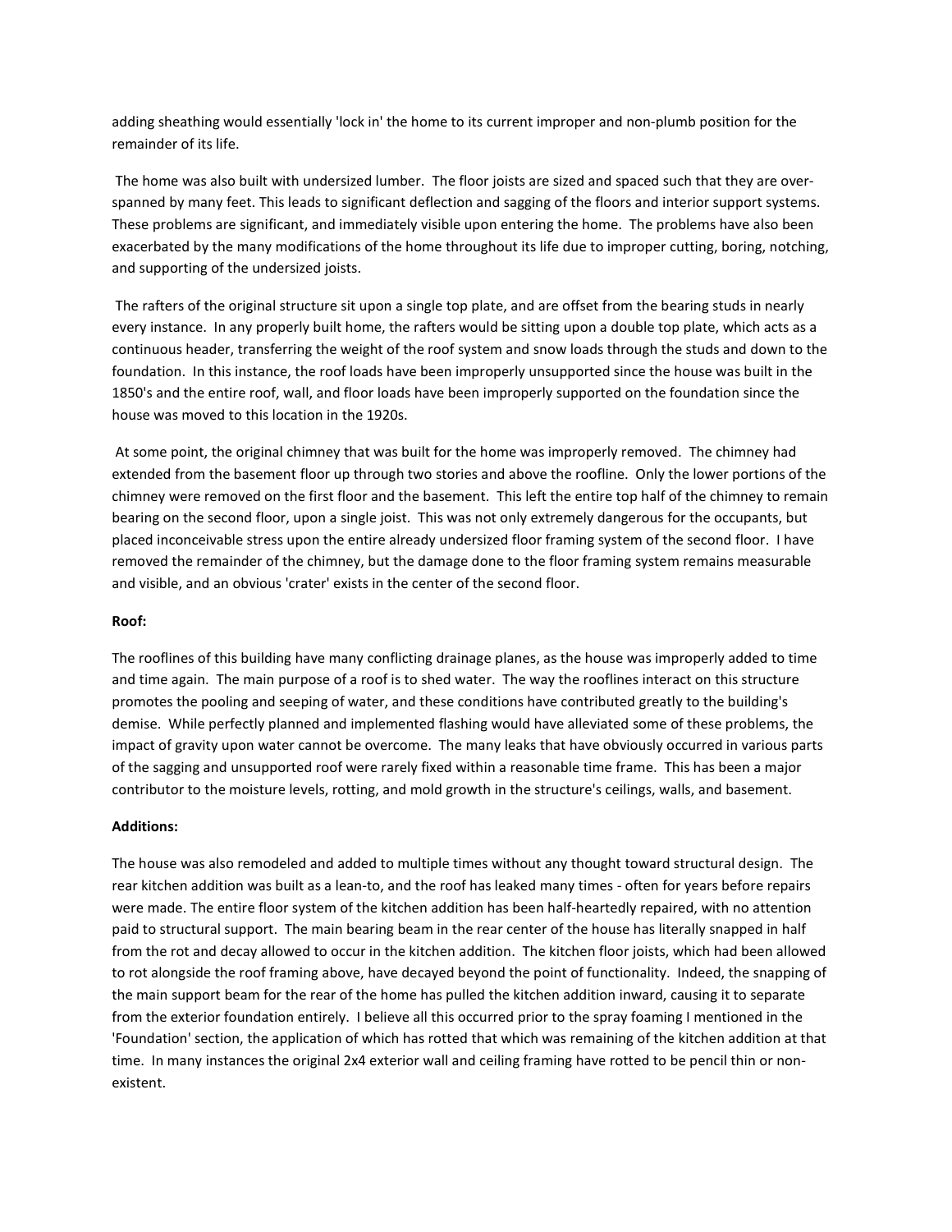adding sheathing would essentially 'lock in' the home to its current improper and non-plumb position for the remainder of its life.

The home was also built with undersized lumber. The floor joists are sized and spaced such that they are over-spanned by many feet. This leads to significant deflection and sagging of the floors and interior support systems. These problems are significant, and immediately visible upon entering the home. The problems have also been exacerbated by the many modifications of the home throughout its life due to improper cutting, boring, notching, and supporting of the undersized joists.

The rafters of the original structure sit upon a single top plate, and are offset from the bearing studs in nearly every instance. In any properly built home, the rafters would be sitting upon a double top plate, which acts as a continuous header, transferring the weight of the roof system and snow loads through the studs and down to the foundation. In this instance, the roof loads have been improperly unsupported since the house was built in the 1850's and the entire roof, wall, and floor loads have been improperly supported on the foundation since the house was moved to this location in the 1920s.

At some point, the original chimney that was built for the home was improperly removed. The chimney had extended from the basement floor up through two stories and above the roofline. Only the lower portions of the chimney were removed on the first floor and the basement. This left the entire top half of the chimney to remain bearing on the second floor, upon a single joist. This was not only extremely dangerous for the occupants, but placed inconceivable stress upon the entire already undersized floor framing system of the second floor. I have removed the remainder of the chimney, but the damage done to the floor framing system remains measurable and visible, and an obvious 'crater' exists in the center of the second floor.

**Roof:**

The rooflines of this building have many conflicting drainage planes, as the house was improperly added to time and time again. The main purpose of a roof is to shed water. The way the rooflines interact on this structure promotes the pooling and seeping of water, and these conditions have contributed greatly to the building's demise. While perfectly planned and implemented flashing would have alleviated some of these problems, the impact of gravity upon water cannot be overcome. The many leaks that have obviously occurred in various parts of the sagging and unsupported roof were rarely fixed within a reasonable time frame. This has been a major contributor to the moisture levels, rotting, and mold growth in the structure's ceilings, walls, and basement.

**Additions:**

The house was also remodeled and added to multiple times without any thought toward structural design. The rear kitchen addition was built as a lean-to, and the roof has leaked many times - often for years before repairs were made. The entire floor system of the kitchen addition has been half-heartedly repaired, with no attention paid to structural support. The main bearing beam in the rear center of the house has literally snapped in half from the rot and decay allowed to occur in the kitchen addition. The kitchen floor joists, which had been allowed to rot alongside the roof framing above, have decayed beyond the point of functionality. Indeed, the snapping of the main support beam for the rear of the home has pulled the kitchen addition inward, causing it to separate from the exterior foundation entirely. I believe all this occurred prior to the spray foaming I mentioned in the 'Foundation' section, the application of which has rotted that which was remaining of the kitchen addition at that time. In many instances the original 2x4 exterior wall and ceiling framing have rotted to be pencil thin or non-existent.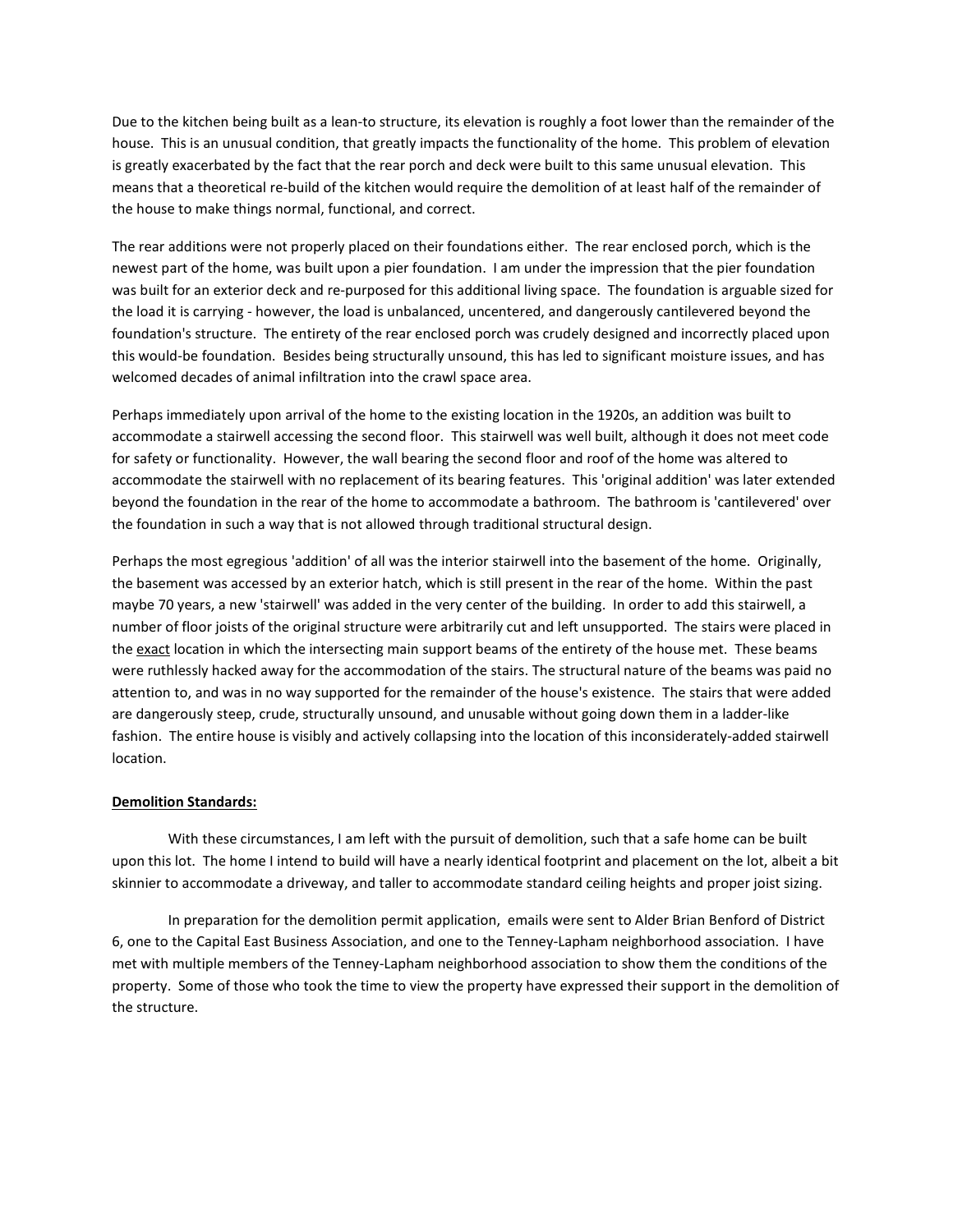Due to the kitchen being built as a lean-to structure, its elevation is roughly a foot lower than the remainder of the house. This is an unusual condition, that greatly impacts the functionality of the home. This problem of elevation is greatly exacerbated by the fact that the rear porch and deck were built to this same unusual elevation. This means that a theoretical re-build of the kitchen would require the demolition of at least half of the remainder of the house to make things normal, functional, and correct.

The rear additions were not properly placed on their foundations either. The rear enclosed porch, which is the newest part of the home, was built upon a pier foundation. I am under the impression that the pier foundation was built for an exterior deck and re-purposed for this additional living space. The foundation is arguable sized for the load it is carrying - however, the load is unbalanced, uncentered, and dangerously cantilevered beyond the foundation's structure. The entirety of the rear enclosed porch was crudely designed and incorrectly placed upon this would-be foundation. Besides being structurally unsound, this has led to significant moisture issues, and has welcomed decades of animal infiltration into the crawl space area.

Perhaps immediately upon arrival of the home to the existing location in the 1920s, an addition was built to accommodate a stairwell accessing the second floor. This stairwell was well built, although it does not meet code for safety or functionality. However, the wall bearing the second floor and roof of the home was altered to accommodate the stairwell with no replacement of its bearing features. This 'original addition' was later extended beyond the foundation in the rear of the home to accommodate a bathroom. The bathroom is 'cantilevered' over the foundation in such a way that is not allowed through traditional structural design.

Perhaps the most egregious 'addition' of all was the interior stairwell into the basement of the home. Originally, the basement was accessed by an exterior hatch, which is still present in the rear of the home. Within the past maybe 70 years, a new 'stairwell' was added in the very center of the building. In order to add this stairwell, a number of floor joists of the original structure were arbitrarily cut and left unsupported. The stairs were placed in the <u>exact</u> location in which the intersecting main support beams of the entirety of the house met. These beams were ruthlessly hacked away for the accommodation of the stairs. The structural nature of the beams was paid no attention to, and was in no way supported for the remainder of the house's existence. The stairs that were added are dangerously steep, crude, structurally unsound, and unusable without going down them in a ladder-like fashion. The entire house is visibly and actively collapsing into the location of this inconsiderately-added stairwell location.

**<u>Demolition Standards:</u>**

With these circumstances, I am left with the pursuit of demolition, such that a safe home can be built upon this lot. The home I intend to build will have a nearly identical footprint and placement on the lot, albeit a bit skinnier to accommodate a driveway, and taller to accommodate standard ceiling heights and proper joist sizing.

In preparation for the demolition permit application, emails were sent to Alder Brian Benford of District 6, one to the Capital East Business Association, and one to the Tenney-Lapham neighborhood association. I have met with multiple members of the Tenney-Lapham neighborhood association to show them the conditions of the property. Some of those who took the time to view the property have expressed their support in the demolition of the structure.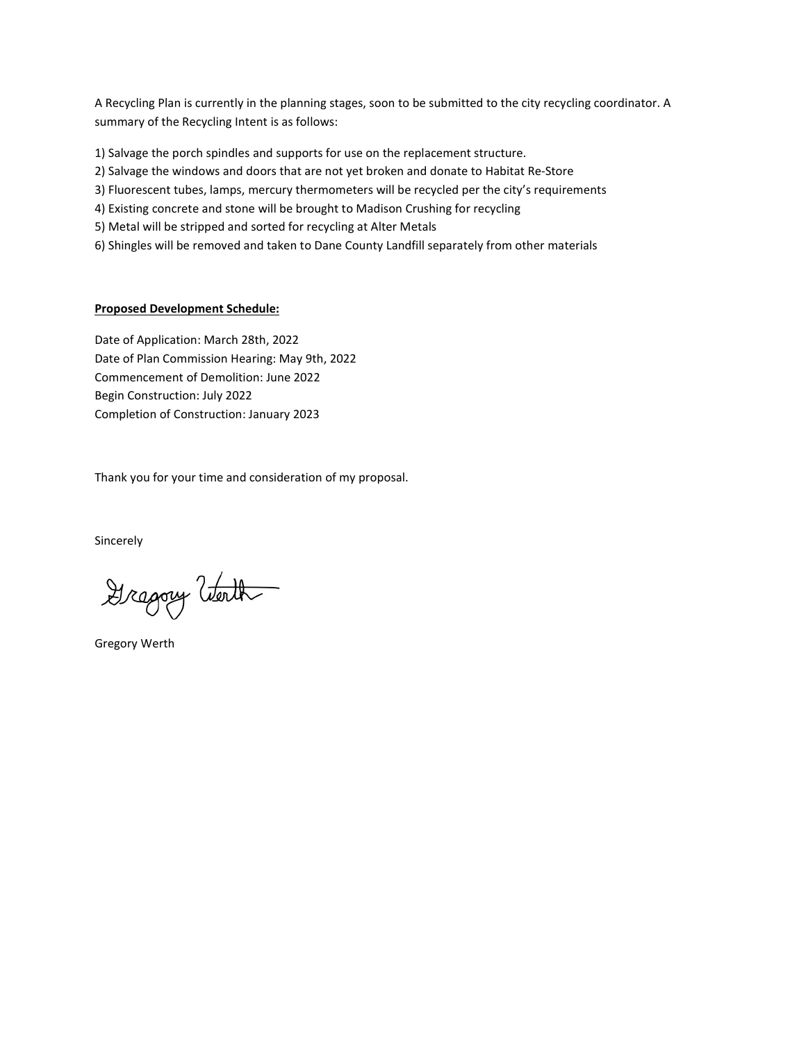A Recycling Plan is currently in the planning stages, soon to be submitted to the city recycling coordinator. A summary of the Recycling Intent is as follows:

1) Salvage the porch spindles and supports for use on the replacement structure.
2) Salvage the windows and doors that are not yet broken and donate to Habitat Re-Store
3) Fluorescent tubes, lamps, mercury thermometers will be recycled per the city's requirements
4) Existing concrete and stone will be brought to Madison Crushing for recycling
5) Metal will be stripped and sorted for recycling at Alter Metals
6) Shingles will be removed and taken to Dane County Landfill separately from other materials

**Proposed Development Schedule:**

Date of Application: March 28th, 2022
Date of Plan Commission Hearing: May 9th, 2022
Commencement of Demolition: June 2022
Begin Construction: July 2022
Completion of Construction: January 2023

Thank you for your time and consideration of my proposal.

Sincerely

Gregory Werth

Gregory Werth